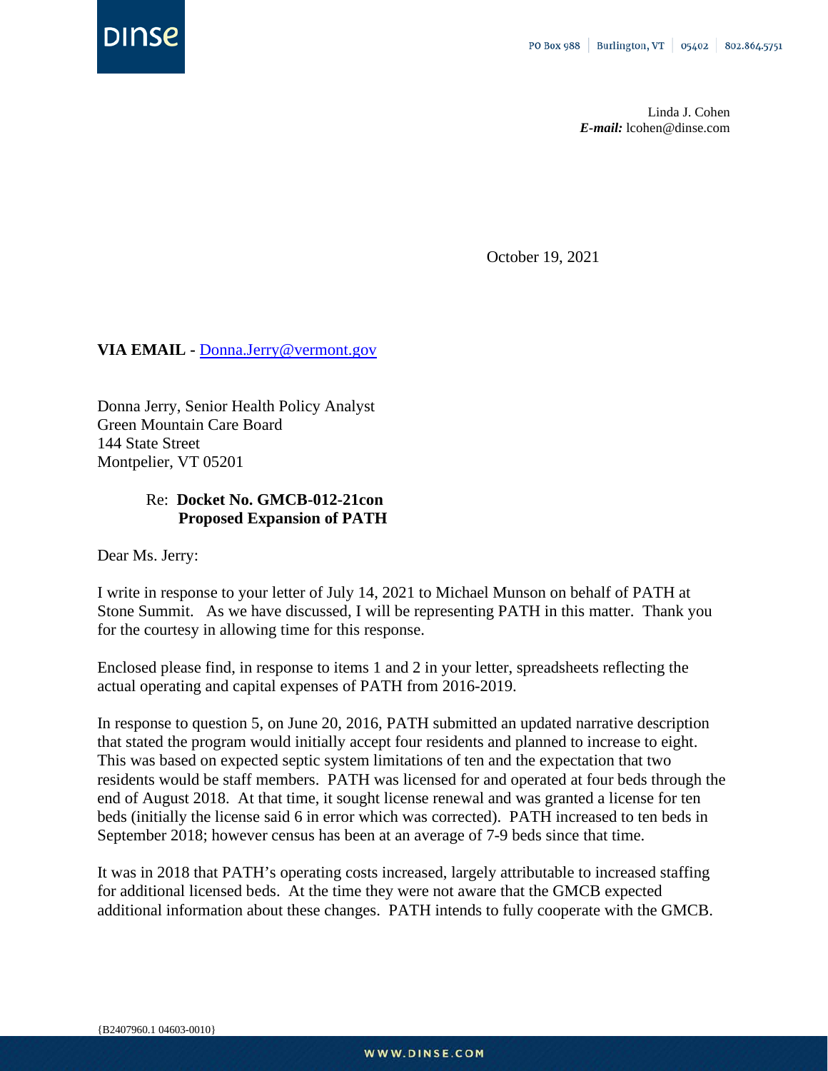PO Box 988 | Burlington, VT | 05402 | 802.864.5751

Linda J. Cohen
***E-mail:*** lcohen@dinse.com

October 19, 2021

**VIA EMAIL -** Donna.Jerry@vermont.gov

Donna Jerry, Senior Health Policy Analyst
Green Mountain Care Board
144 State Street
Montpelier, VT 05201

Re: **Docket No. GMCB-012-21con**
**Proposed Expansion of PATH**

Dear Ms. Jerry:

I write in response to your letter of July 14, 2021 to Michael Munson on behalf of PATH at Stone Summit. As we have discussed, I will be representing PATH in this matter. Thank you for the courtesy in allowing time for this response.

Enclosed please find, in response to items 1 and 2 in your letter, spreadsheets reflecting the actual operating and capital expenses of PATH from 2016-2019.

In response to question 5, on June 20, 2016, PATH submitted an updated narrative description that stated the program would initially accept four residents and planned to increase to eight. This was based on expected septic system limitations of ten and the expectation that two residents would be staff members. PATH was licensed for and operated at four beds through the end of August 2018. At that time, it sought license renewal and was granted a license for ten beds (initially the license said 6 in error which was corrected). PATH increased to ten beds in September 2018; however census has been at an average of 7-9 beds since that time.

It was in 2018 that PATH's operating costs increased, largely attributable to increased staffing for additional licensed beds. At the time they were not aware that the GMCB expected additional information about these changes. PATH intends to fully cooperate with the GMCB.

{B2407960.1 04603-0010}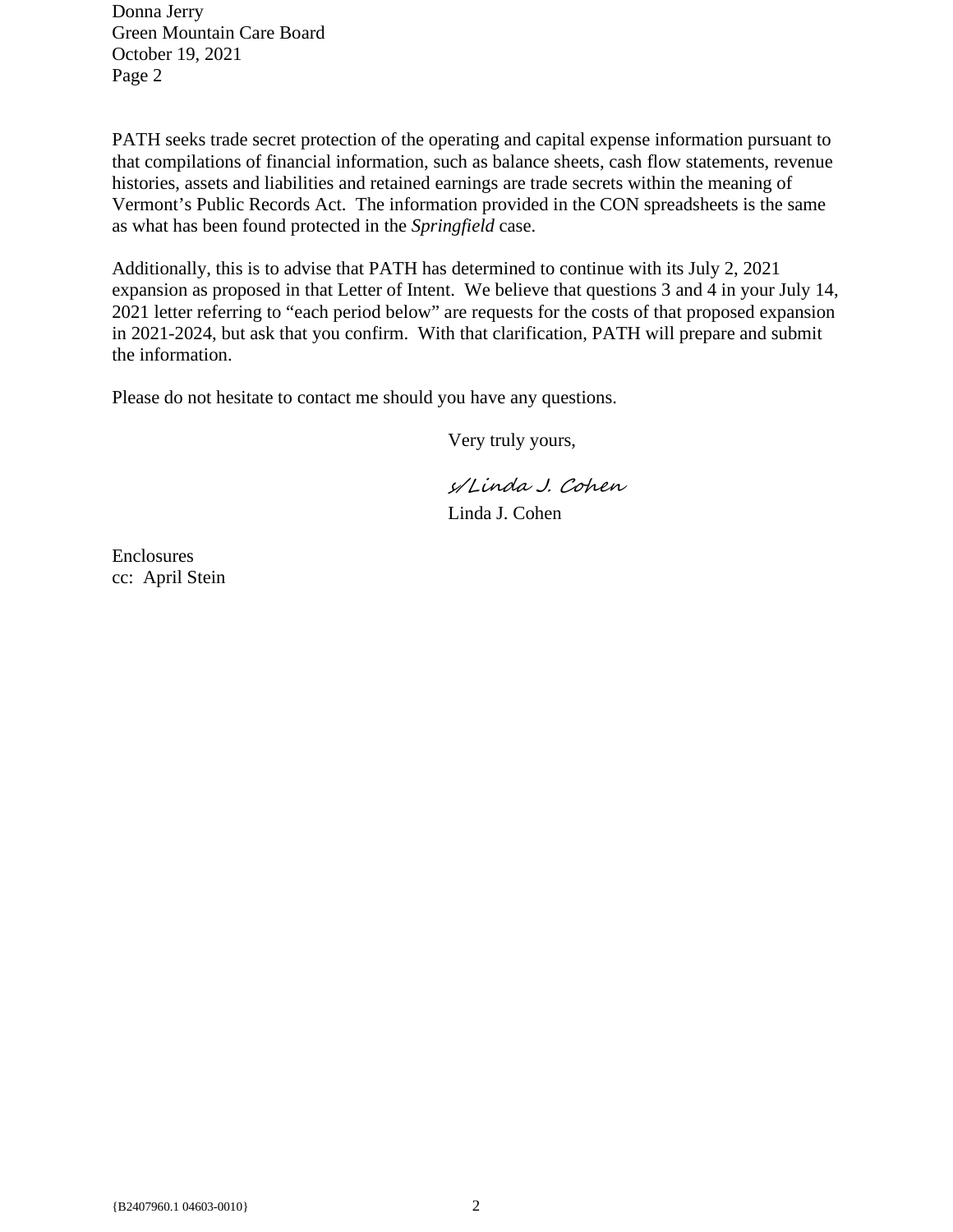PATH seeks trade secret protection of the operating and capital expense information pursuant to that compilations of financial information, such as balance sheets, cash flow statements, revenue histories, assets and liabilities and retained earnings are trade secrets within the meaning of Vermont's Public Records Act. The information provided in the CON spreadsheets is the same as what has been found protected in the *Springfield* case.

Additionally, this is to advise that PATH has determined to continue with its July 2, 2021 expansion as proposed in that Letter of Intent. We believe that questions 3 and 4 in your July 14, 2021 letter referring to "each period below" are requests for the costs of that proposed expansion in 2021-2024, but ask that you confirm. With that clarification, PATH will prepare and submit the information.

Please do not hesitate to contact me should you have any questions.

Very truly yours,

s/Linda J. Cohen

Linda J. Cohen

Enclosures

cc: April Stein

{B2407960.1 04603-0010}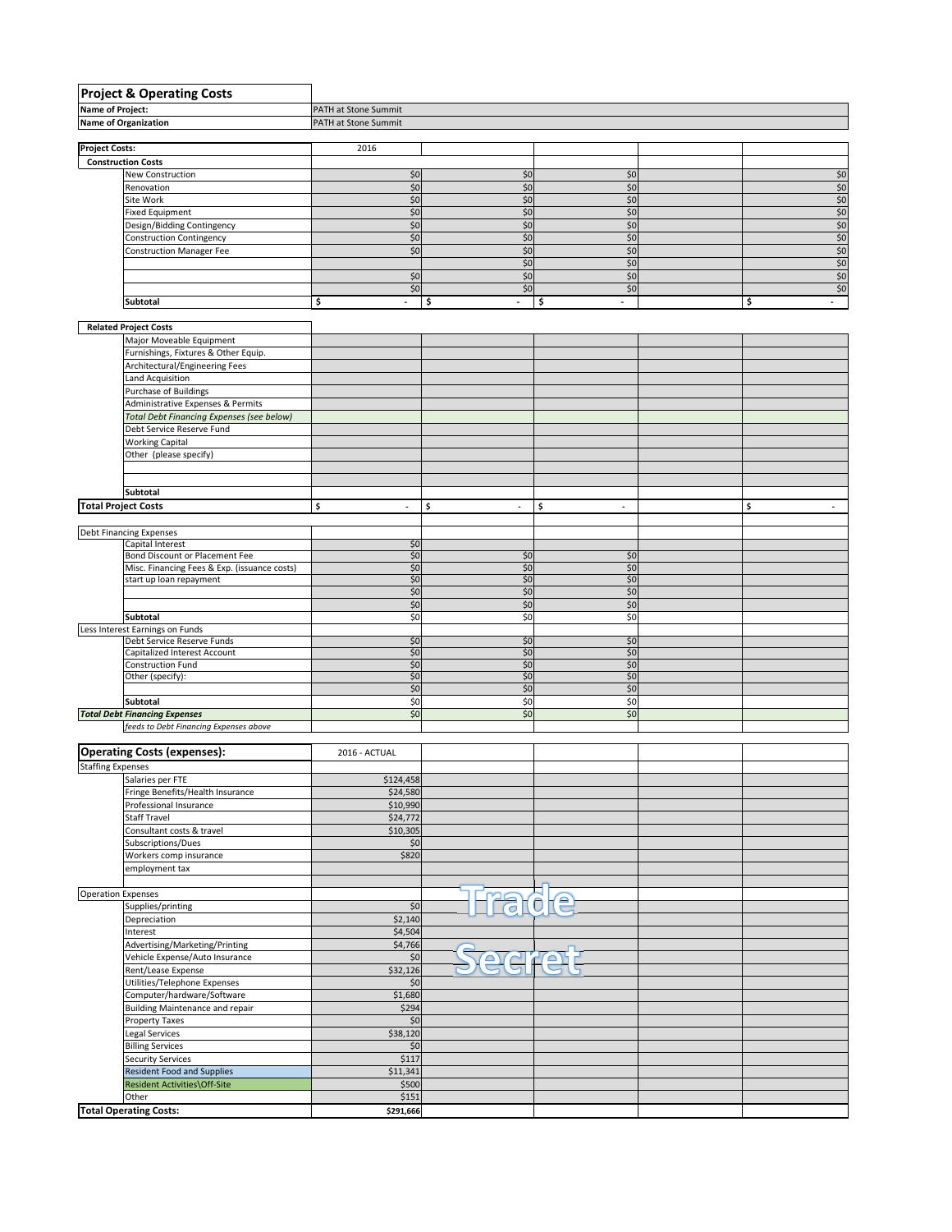## Project & Operating Costs

| | |
|---|---|
| **Name of Project:** | PATH at Stone Summit |
| **Name of Organization** | PATH at Stone Summit |

| **Project Costs:** | 2016 | | | | |
|---|---|---|---|---|---|
| **Construction Costs** | | | | | |
| New Construction | $0 | $0 | $0 | | $0 |
| Renovation | $0 | $0 | $0 | | $0 |
| Site Work | $0 | $0 | $0 | | $0 |
| Fixed Equipment | $0 | $0 | $0 | | $0 |
| Design/Bidding Contingency | $0 | $0 | $0 | | $0 |
| Construction Contingency | $0 | $0 | $0 | | $0 |
| Construction Manager Fee | $0 | $0 | $0 | | $0 |
| | | $0 | $0 | | $0 |
| | $0 | $0 | $0 | | $0 |
| | $0 | $0 | $0 | | $0 |
| **Subtotal** | $ - | $ - | $ - | | $ - |
| | | | | | |
| **Related Project Costs** | | | | | |
| Major Moveable Equipment | | | | | |
| Furnishings, Fixtures & Other Equip. | | | | | |
| Architectural/Engineering Fees | | | | | |
| Land Acquisition | | | | | |
| Purchase of Buildings | | | | | |
| Administrative Expenses & Permits | | | | | |
| *Total Debt Financing Expenses (see below)* | | | | | |
| Debt Service Reserve Fund | | | | | |
| Working Capital | | | | | |
| Other (please specify) | | | | | |
| | | | | | |
| | | | | | |
| **Subtotal** | | | | | |
| **Total Project Costs** | $ - | $ - | $ - | | $ - |
| | | | | | |
| Debt Financing Expenses | | | | | |
| Capital Interest | $0 | | | | |
| Bond Discount or Placement Fee | $0 | $0 | $0 | | |
| Misc. Financing Fees & Exp. (issuance costs) | $0 | $0 | $0 | | |
| start up loan repayment | $0 | $0 | $0 | | |
| | $0 | $0 | $0 | | |
| | $0 | $0 | $0 | | |
| **Subtotal** | $0 | $0 | $0 | | |
| Less Interest Earnings on Funds | | | | | |
| Debt Service Reserve Funds | $0 | $0 | $0 | | |
| Capitalized Interest Account | $0 | $0 | $0 | | |
| Construction Fund | $0 | $0 | $0 | | |
| Other (specify): | $0 | $0 | $0 | | |
| | $0 | $0 | $0 | | |
| **Subtotal** | $0 | $0 | $0 | | |
| ***Total Debt Financing Expenses*** | $0 | $0 | $0 | | |
| *feeds to Debt Financing Expenses above* | | | | | |

| **Operating Costs (expenses):** | 2016 - ACTUAL | | | | |
|---|---|---|---|---|---|
| Staffing Expenses | | | | | |
| Salaries per FTE | $124,458 | | | | |
| Fringe Benefits/Health Insurance | $24,580 | | | | |
| Professional Insurance | $10,990 | | | | |
| Staff Travel | $24,772 | | | | |
| Consultant costs & travel | $10,305 | | | | |
| Subscriptions/Dues | $0 | | | | |
| Workers comp insurance | $820 | | | | |
| employment tax | | | | | |
| | | | | | |
| Operation Expenses | | | | | |
| Supplies/printing | $0 | Trade | | | |
| Depreciation | $2,140 | | | | |
| Interest | $4,504 | | | | |
| Advertising/Marketing/Printing | $4,766 | | | | |
| Vehicle Expense/Auto Insurance | $0 | Secret | | | |
| Rent/Lease Expense | $32,126 | | | | |
| Utilities/Telephone Expenses | $0 | | | | |
| Computer/hardware/Software | $1,680 | | | | |
| Building Maintenance and repair | $294 | | | | |
| Property Taxes | $0 | | | | |
| Legal Services | $38,120 | | | | |
| Billing Services | $0 | | | | |
| Security Services | $117 | | | | |
| Resident Food and Supplies | $11,341 | | | | |
| Resident Activities\Off-Site | $500 | | | | |
| Other | $151 | | | | |
| **Total Operating Costs:** | **$291,666** | | | | |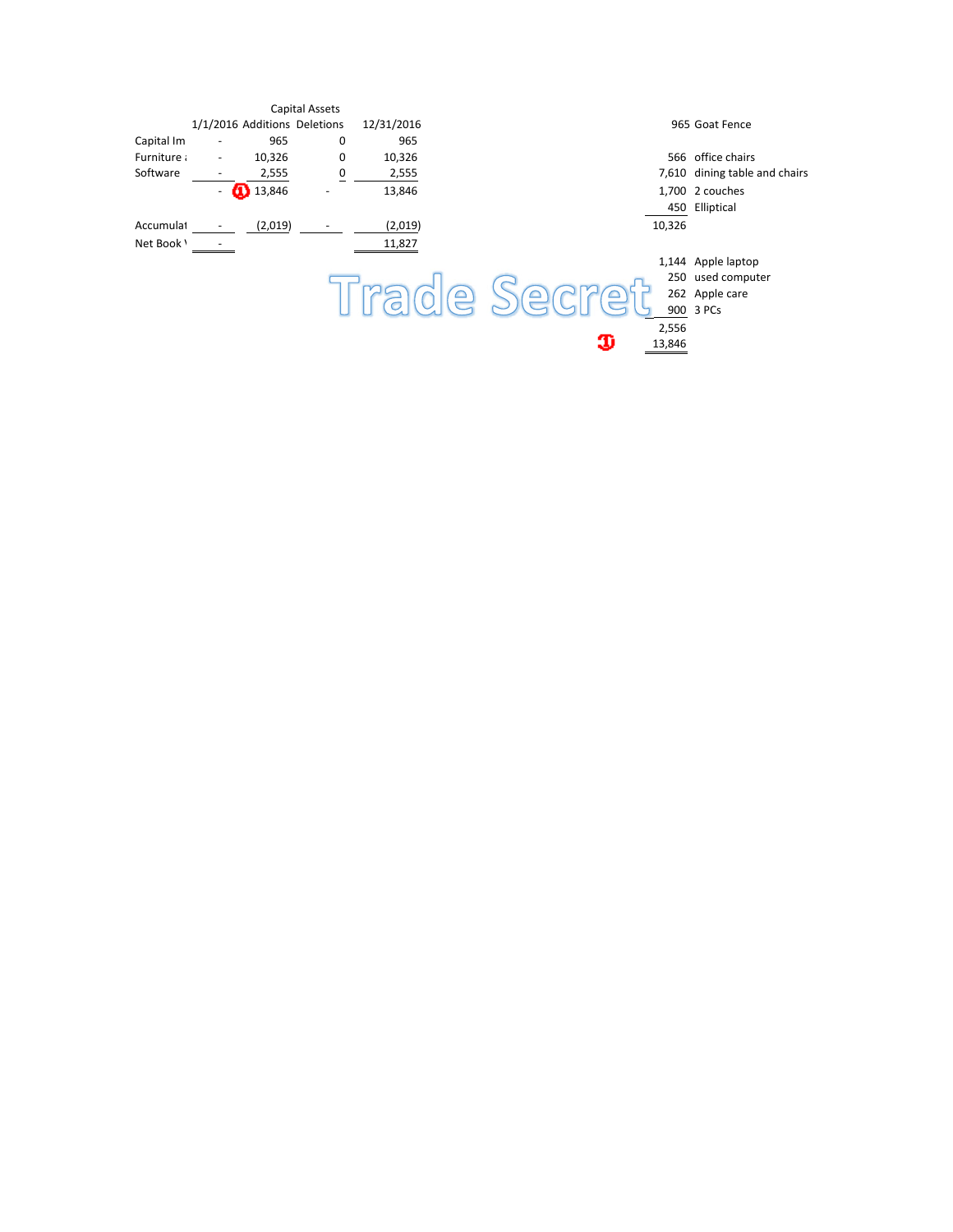Capital Assets

|  | 1/1/2016 | Additions | Deletions | 12/31/2016 |
|---|---|---|---|---|
| Capital Im | - | 965 | 0 | 965 |
| Furniture a | - | 10,326 | 0 | 10,326 |
| Software | - | 2,555 | 0 | 2,555 |
|  | - | ① 13,846 | - | 13,846 |
| Accumulat | - | (2,019) | - | (2,019) |
| Net Book V | - |  |  | 11,827 |

| Amount | Description |
|---|---|
| 965 | Goat Fence |
|  |  |
| 566 | office chairs |
| 7,610 | dining table and chairs |
| 1,700 | 2 couches |
| 450 | Elliptical |
| 10,326 |  |
|  |  |
| 1,144 | Apple laptop |
| 250 | used computer |
| 262 | Apple care |
| 900 | 3 PCs |
| 2,556 |  |
| ① 13,846 |  |

Trade Secret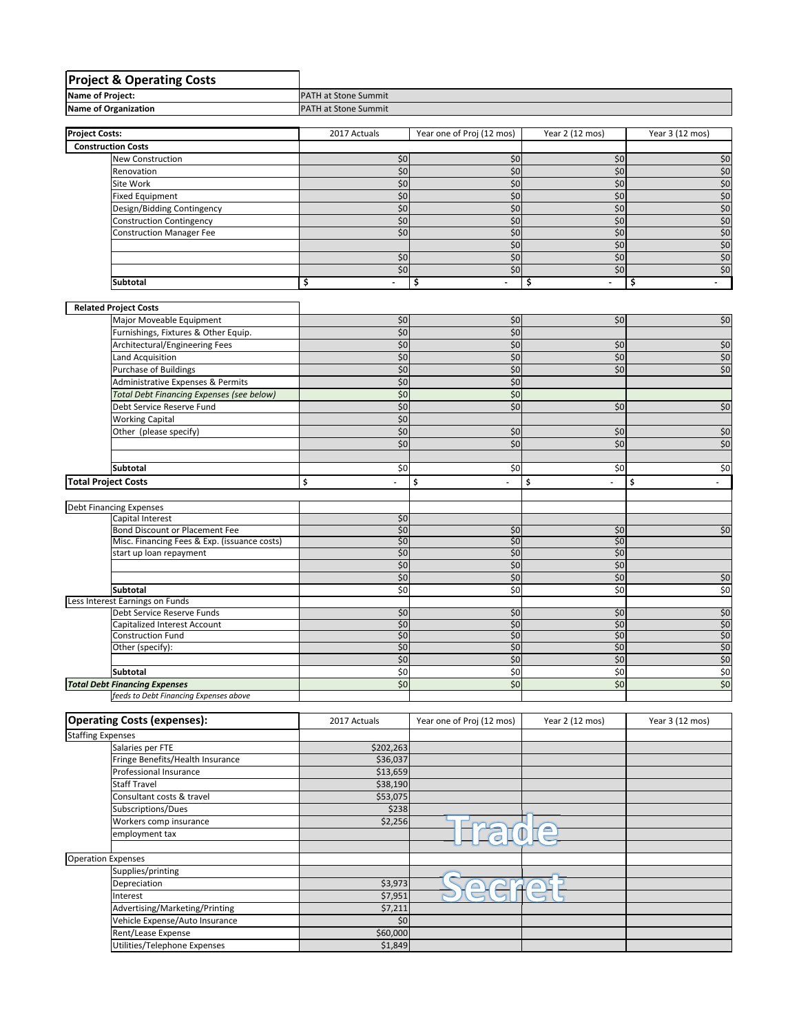| Project & Operating Costs | |
|---|---|
| Name of Project: | PATH at Stone Summit |
| Name of Organization | PATH at Stone Summit |

| Project Costs: | | 2017 Actuals | Year one of Proj (12 mos) | Year 2 (12 mos) | Year 3 (12 mos) |
|---|---|---|---|---|---|
| Construction Costs | | | | | |
| | New Construction | $0 | $0 | $0 | $0 |
| | Renovation | $0 | $0 | $0 | $0 |
| | Site Work | $0 | $0 | $0 | $0 |
| | Fixed Equipment | $0 | $0 | $0 | $0 |
| | Design/Bidding Contingency | $0 | $0 | $0 | $0 |
| | Construction Contingency | $0 | $0 | $0 | $0 |
| | Construction Manager Fee | $0 | $0 | $0 | $0 |
| | | | $0 | $0 | $0 |
| | | $0 | $0 | $0 | $0 |
| | | $0 | $0 | $0 | $0 |
| | **Subtotal** | $ - | $ - | $ - | $ - |
| Related Project Costs | | | | | |
| | Major Moveable Equipment | $0 | $0 | $0 | $0 |
| | Furnishings, Fixtures & Other Equip. | $0 | $0 | | |
| | Architectural/Engineering Fees | $0 | $0 | $0 | $0 |
| | Land Acquisition | $0 | $0 | $0 | $0 |
| | Purchase of Buildings | $0 | $0 | $0 | $0 |
| | Administrative Expenses & Permits | $0 | $0 | | |
| | *Total Debt Financing Expenses (see below)* | $0 | $0 | | |
| | Debt Service Reserve Fund | $0 | $0 | $0 | $0 |
| | Working Capital | $0 | | | |
| | Other (please specify) | $0 | $0 | $0 | $0 |
| | | $0 | $0 | $0 | $0 |
| | | | | | |
| | **Subtotal** | $0 | $0 | $0 | $0 |
| **Total Project Costs** | | $ - | $ - | $ - | $ - |
| | | | | | |
| Debt Financing Expenses | | | | | |
| | Capital Interest | $0 | | | |
| | Bond Discount or Placement Fee | $0 | $0 | $0 | $0 |
| | Misc. Financing Fees & Exp. (issuance costs) | $0 | $0 | $0 | |
| | start up loan repayment | $0 | $0 | $0 | |
| | | $0 | $0 | $0 | |
| | | $0 | $0 | $0 | $0 |
| | **Subtotal** | $0 | $0 | $0 | $0 |
| Less Interest Earnings on Funds | | | | | |
| | Debt Service Reserve Funds | $0 | $0 | $0 | $0 |
| | Capitalized Interest Account | $0 | $0 | $0 | $0 |
| | Construction Fund | $0 | $0 | $0 | $0 |
| | Other (specify): | $0 | $0 | $0 | $0 |
| | | $0 | $0 | $0 | $0 |
| | **Subtotal** | $0 | $0 | $0 | $0 |
| ***Total Debt Financing Expenses*** | | $0 | $0 | $0 | $0 |
| | *feeds to Debt Financing Expenses above* | | | | |

| Operating Costs (expenses): | | 2017 Actuals | Year one of Proj (12 mos) | Year 2 (12 mos) | Year 3 (12 mos) |
|---|---|---|---|---|---|
| Staffing Expenses | | | | | |
| | Salaries per FTE | $202,263 | | | |
| | Fringe Benefits/Health Insurance | $36,037 | | | |
| | Professional Insurance | $13,659 | | | |
| | Staff Travel | $38,190 | | | |
| | Consultant costs & travel | $53,075 | | | |
| | Subscriptions/Dues | $238 | | | |
| | Workers comp insurance | $2,256 | | | |
| | employment tax | | | | |
| | | | | | |
| Operation Expenses | | | | | |
| | Supplies/printing | | | | |
| | Depreciation | $3,973 | | | |
| | Interest | $7,951 | | | |
| | Advertising/Marketing/Printing | $7,211 | | | |
| | Vehicle Expense/Auto Insurance | $0 | | | |
| | Rent/Lease Expense | $60,000 | | | |
| | Utilities/Telephone Expenses | $1,849 | | | |

Trade Secret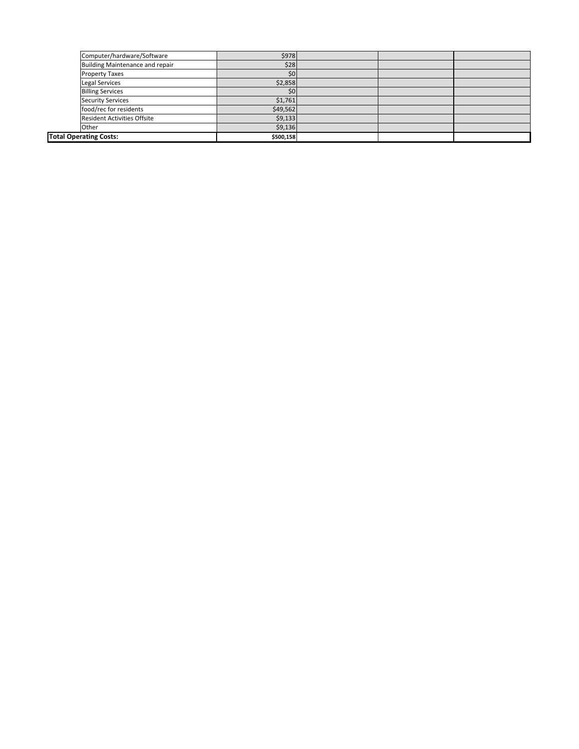| | | | | |
|---|---|---|---|---|
| Computer/hardware/Software | $978 | | | |
| Building Maintenance and repair | $28 | | | |
| Property Taxes | $0 | | | |
| Legal Services | $2,858 | | | |
| Billing Services | $0 | | | |
| Security Services | $1,761 | | | |
| food/rec for residents | $49,562 | | | |
| Resident Activities Offsite | $9,133 | | | |
| Other | $9,136 | | | |
| **Total Operating Costs:** | **$500,158** | | | |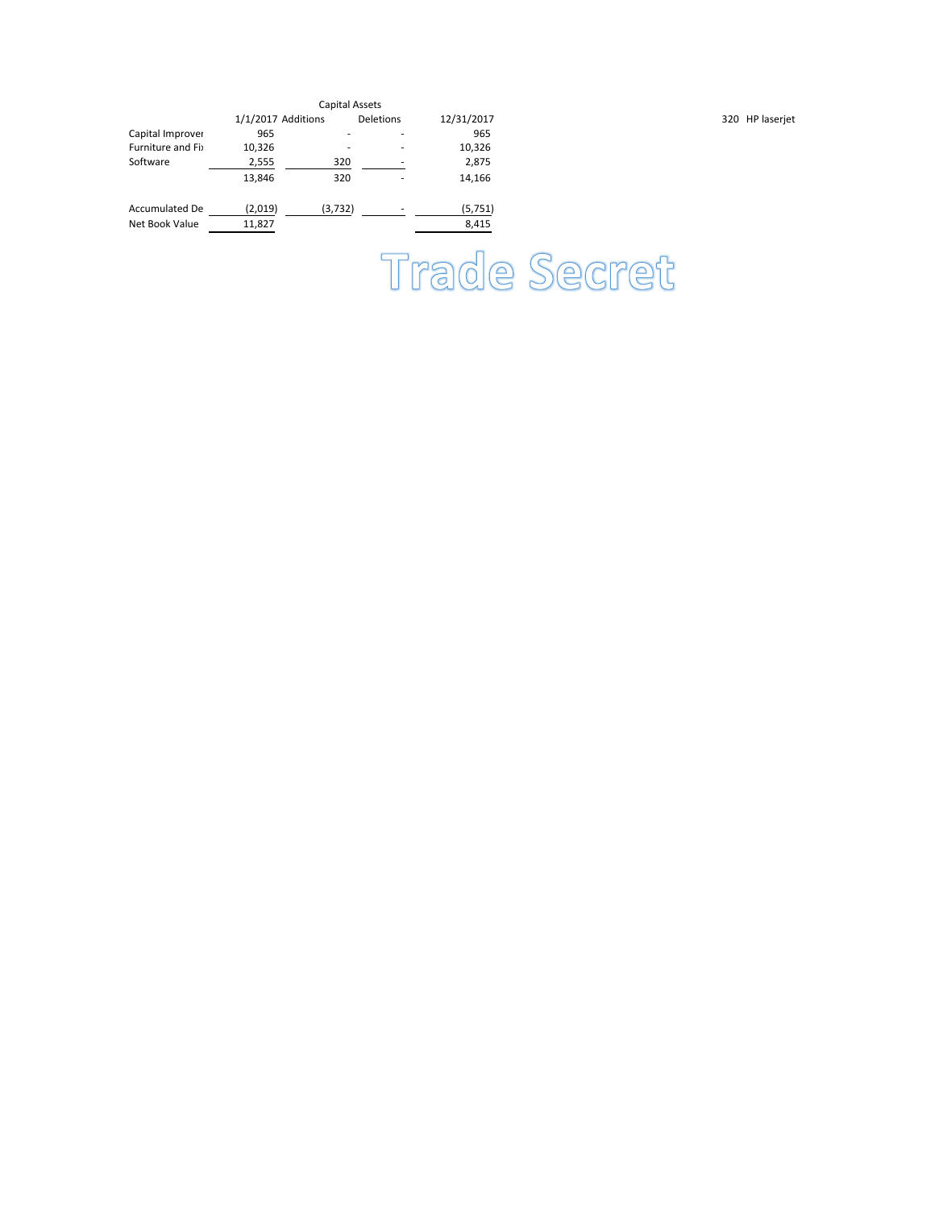| | Capital Assets | | | |
|---|---|---|---|---|
| | 1/1/2017 | Additions | Deletions | 12/31/2017 |
| Capital Improver | 965 | - | - | 965 |
| Furniture and Fi | 10,326 | - | - | 10,326 |
| Software | 2,555 | 320 | - | 2,875 |
| | 13,846 | 320 | - | 14,166 |
| | | | | |
| Accumulated De | (2,019) | (3,732) | - | (5,751) |
| Net Book Value | 11,827 | | | 8,415 |

320 HP laserjet

Trade Secret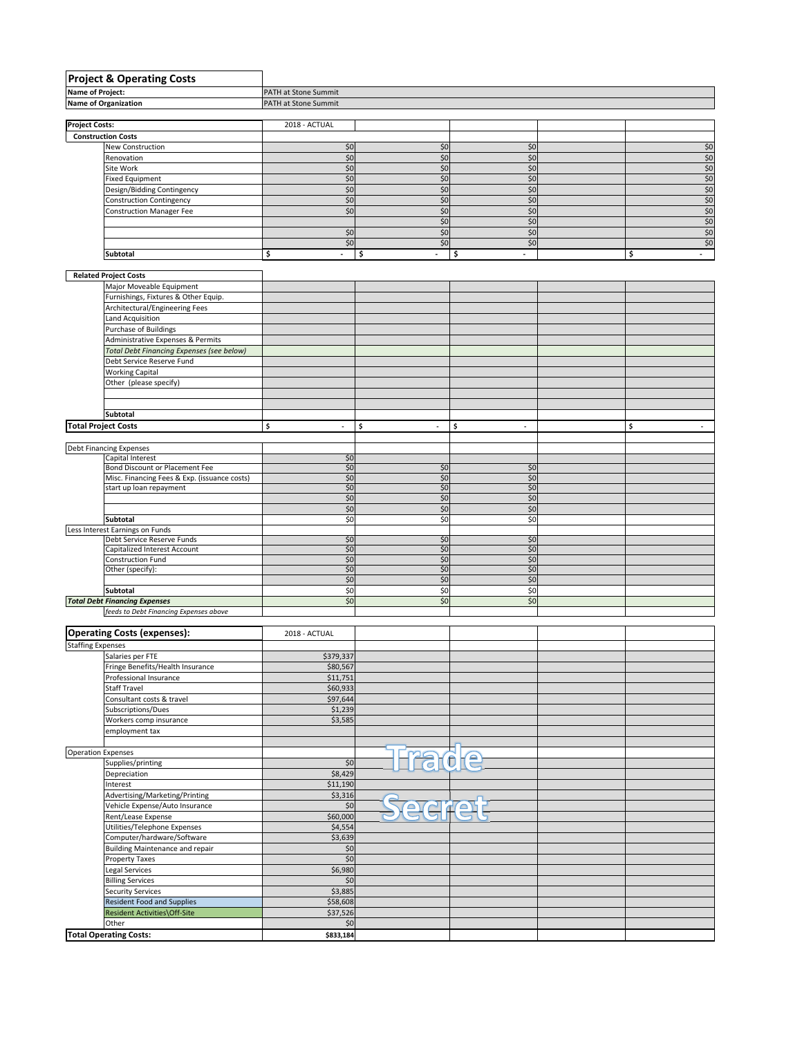## Project & Operating Costs

| Name of Project: | PATH at Stone Summit |
|---|---|
| Name of Organization | PATH at Stone Summit |

| Project Costs: | 2018 - ACTUAL | | | | |
|---|---|---|---|---|---|
| **Construction Costs** | | | | | |
| New Construction | $0 | $0 | $0 | | $0 |
| Renovation | $0 | $0 | $0 | | $0 |
| Site Work | $0 | $0 | $0 | | $0 |
| Fixed Equipment | $0 | $0 | $0 | | $0 |
| Design/Bidding Contingency | $0 | $0 | $0 | | $0 |
| Construction Contingency | $0 | $0 | $0 | | $0 |
| Construction Manager Fee | $0 | $0 | $0 | | $0 |
| | | $0 | $0 | | $0 |
| | $0 | $0 | $0 | | $0 |
| | $0 | $0 | $0 | | $0 |
| **Subtotal** | $ - | $ - | $ - | | $ - |
| | | | | | |
| **Related Project Costs** | | | | | |
| Major Moveable Equipment | | | | | |
| Furnishings, Fixtures & Other Equip. | | | | | |
| Architectural/Engineering Fees | | | | | |
| Land Acquisition | | | | | |
| Purchase of Buildings | | | | | |
| Administrative Expenses & Permits | | | | | |
| *Total Debt Financing Expenses (see below)* | | | | | |
| Debt Service Reserve Fund | | | | | |
| Working Capital | | | | | |
| Other (please specify) | | | | | |
| | | | | | |
| | | | | | |
| **Subtotal** | | | | | |
| **Total Project Costs** | $ - | $ - | $ - | | $ - |
| | | | | | |
| Debt Financing Expenses | | | | | |
| Capital Interest | $0 | | | | |
| Bond Discount or Placement Fee | $0 | $0 | $0 | | |
| Misc. Financing Fees & Exp. (issuance costs) | $0 | $0 | $0 | | |
| start up loan repayment | $0 | $0 | $0 | | |
| | $0 | $0 | $0 | | |
| | $0 | $0 | $0 | | |
| **Subtotal** | $0 | $0 | $0 | | |
| Less Interest Earnings on Funds | | | | | |
| Debt Service Reserve Funds | $0 | $0 | $0 | | |
| Capitalized Interest Account | $0 | $0 | $0 | | |
| Construction Fund | $0 | $0 | $0 | | |
| Other (specify): | $0 | $0 | $0 | | |
| | $0 | $0 | $0 | | |
| **Subtotal** | $0 | $0 | $0 | | |
| ***Total Debt Financing Expenses*** | $0 | $0 | $0 | | |
| *feeds to Debt Financing Expenses above* | | | | | |

| Operating Costs (expenses): | 2018 - ACTUAL | | | | |
|---|---|---|---|---|---|
| Staffing Expenses | | | | | |
| Salaries per FTE | $379,337 | | | | |
| Fringe Benefits/Health Insurance | $80,567 | | | | |
| Professional Insurance | $11,751 | | | | |
| Staff Travel | $60,933 | | | | |
| Consultant costs & travel | $97,644 | | | | |
| Subscriptions/Dues | $1,239 | | | | |
| Workers comp insurance | $3,585 | | | | |
| employment tax | | | | | |
| | | | | | |
| Operation Expenses | | | | | |
| Supplies/printing | $0 | Trade | | | |
| Depreciation | $8,429 | | | | |
| Interest | $11,190 | | | | |
| Advertising/Marketing/Printing | $3,316 | | | | |
| Vehicle Expense/Auto Insurance | $0 | Secret | | | |
| Rent/Lease Expense | $60,000 | | | | |
| Utilities/Telephone Expenses | $4,554 | | | | |
| Computer/hardware/Software | $3,639 | | | | |
| Building Maintenance and repair | $0 | | | | |
| Property Taxes | $0 | | | | |
| Legal Services | $6,980 | | | | |
| Billing Services | $0 | | | | |
| Security Services | $3,885 | | | | |
| Resident Food and Supplies | $58,608 | | | | |
| Resident Activities\Off-Site | $37,526 | | | | |
| Other | $0 | | | | |
| **Total Operating Costs:** | **$833,184** | | | | |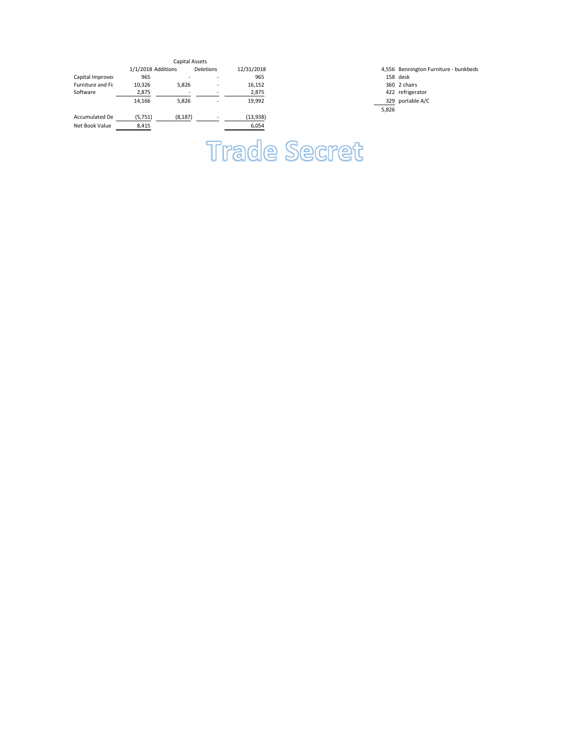| | Capital Assets | | | |
|---|---|---|---|---|
| | 1/1/2018 | Additions | Deletions | 12/31/2018 |
| Capital Improvei | 965 | - | - | 965 |
| Furniture and Fi: | 10,326 | 5,826 | - | 16,152 |
| Software | 2,875 | - | - | 2,875 |
| | 14,166 | 5,826 | - | 19,992 |
| Accumulated De | (5,751) | (8,187) | - | (13,938) |
| Net Book Value | 8,415 | | | 6,054 |

| Amount | Description |
|---|---|
| 4,556 | Bennington Furniture - bunkbeds |
| 158 | desk |
| 360 | 2 chairs |
| 422 | refrigerator |
| 329 | portable A/C |
| 5,826 | |

Trade Secret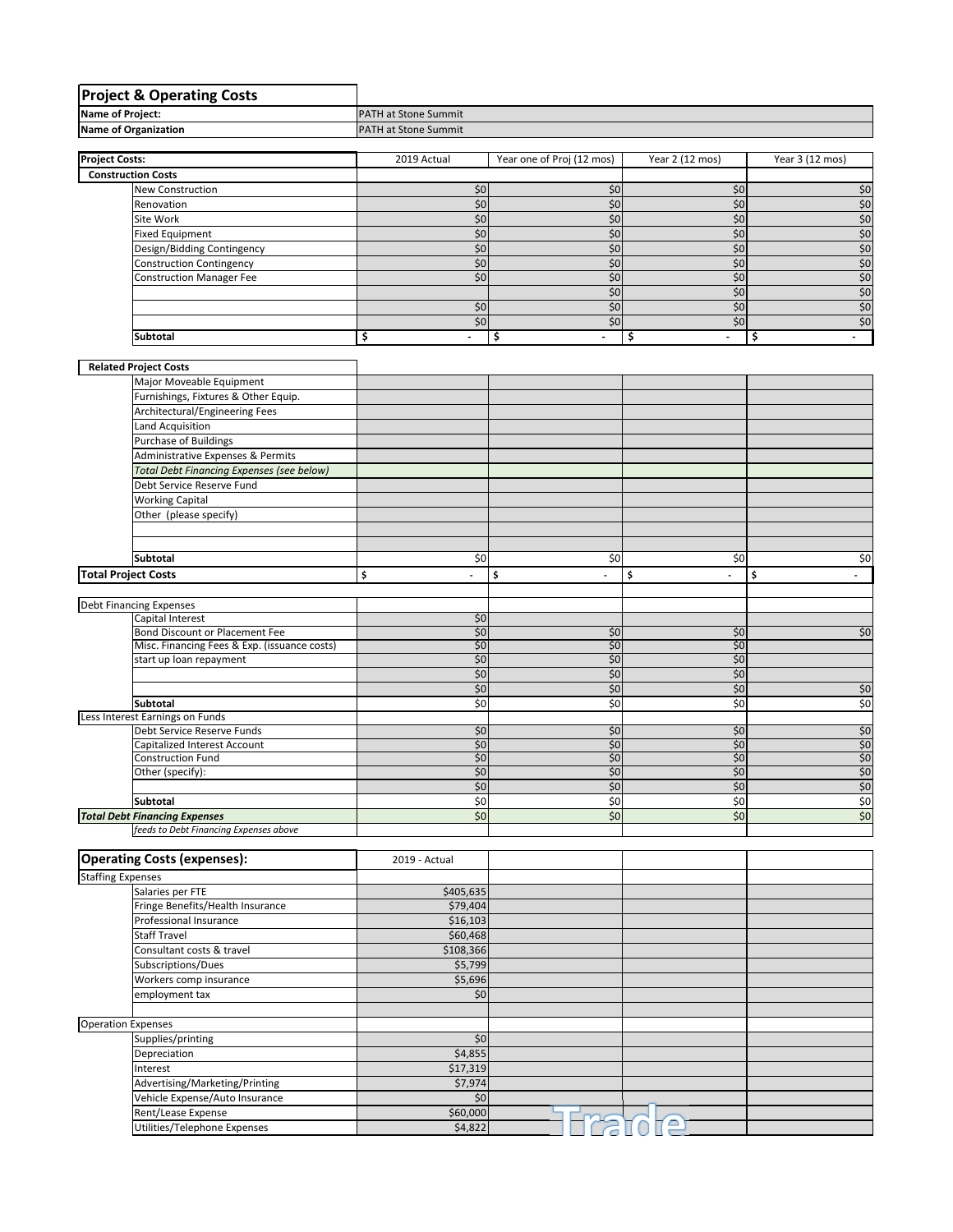| Project & Operating Costs | |
|---|---|
| Name of Project: | PATH at Stone Summit |
| Name of Organization | PATH at Stone Summit |

| Project Costs: | | 2019 Actual | Year one of Proj (12 mos) | Year 2 (12 mos) | Year 3 (12 mos) |
|---|---|---|---|---|---|
| Construction Costs | | | | | |
| | New Construction | $0 | $0 | $0 | $0 |
| | Renovation | $0 | $0 | $0 | $0 |
| | Site Work | $0 | $0 | $0 | $0 |
| | Fixed Equipment | $0 | $0 | $0 | $0 |
| | Design/Bidding Contingency | $0 | $0 | $0 | $0 |
| | Construction Contingency | $0 | $0 | $0 | $0 |
| | Construction Manager Fee | $0 | $0 | $0 | $0 |
| | | | $0 | $0 | $0 |
| | | $0 | $0 | $0 | $0 |
| | | $0 | $0 | $0 | $0 |
| | Subtotal | $ - | $ - | $ - | $ - |
| Related Project Costs | | | | | |
| | Major Moveable Equipment | | | | |
| | Furnishings, Fixtures & Other Equip. | | | | |
| | Architectural/Engineering Fees | | | | |
| | Land Acquisition | | | | |
| | Purchase of Buildings | | | | |
| | Administrative Expenses & Permits | | | | |
| | *Total Debt Financing Expenses (see below)* | | | | |
| | Debt Service Reserve Fund | | | | |
| | Working Capital | | | | |
| | Other (please specify) | | | | |
| | | | | | |
| | | | | | |
| | Subtotal | $0 | $0 | $0 | $0 |
| Total Project Costs | | $ - | $ - | $ - | $ - |
| | | | | | |
| Debt Financing Expenses | | | | | |
| | Capital Interest | $0 | | | |
| | Bond Discount or Placement Fee | $0 | $0 | $0 | $0 |
| | Misc. Financing Fees & Exp. (issuance costs) | $0 | $0 | $0 | |
| | start up loan repayment | $0 | $0 | $0 | |
| | | $0 | $0 | $0 | |
| | | $0 | $0 | $0 | $0 |
| | Subtotal | $0 | $0 | $0 | $0 |
| Less Interest Earnings on Funds | | | | | |
| | Debt Service Reserve Funds | $0 | $0 | $0 | $0 |
| | Capitalized Interest Account | $0 | $0 | $0 | $0 |
| | Construction Fund | $0 | $0 | $0 | $0 |
| | Other (specify): | $0 | $0 | $0 | $0 |
| | | $0 | $0 | $0 | $0 |
| | Subtotal | $0 | $0 | $0 | $0 |
| ***Total Debt Financing Expenses*** | | $0 | $0 | $0 | $0 |
| | *feeds to Debt Financing Expenses above* | | | | |

| Operating Costs (expenses): | | 2019 - Actual | | | |
|---|---|---|---|---|---|
| Staffing Expenses | | | | | |
| | Salaries per FTE | $405,635 | | | |
| | Fringe Benefits/Health Insurance | $79,404 | | | |
| | Professional Insurance | $16,103 | | | |
| | Staff Travel | $60,468 | | | |
| | Consultant costs & travel | $108,366 | | | |
| | Subscriptions/Dues | $5,799 | | | |
| | Workers comp insurance | $5,696 | | | |
| | employment tax | $0 | | | |
| | | | | | |
| Operation Expenses | | | | | |
| | Supplies/printing | $0 | | | |
| | Depreciation | $4,855 | | | |
| | Interest | $17,319 | | | |
| | Advertising/Marketing/Printing | $7,974 | | | |
| | Vehicle Expense/Auto Insurance | $0 | | | |
| | Rent/Lease Expense | $60,000 | | | |
| | Utilities/Telephone Expenses | $4,822 | | | |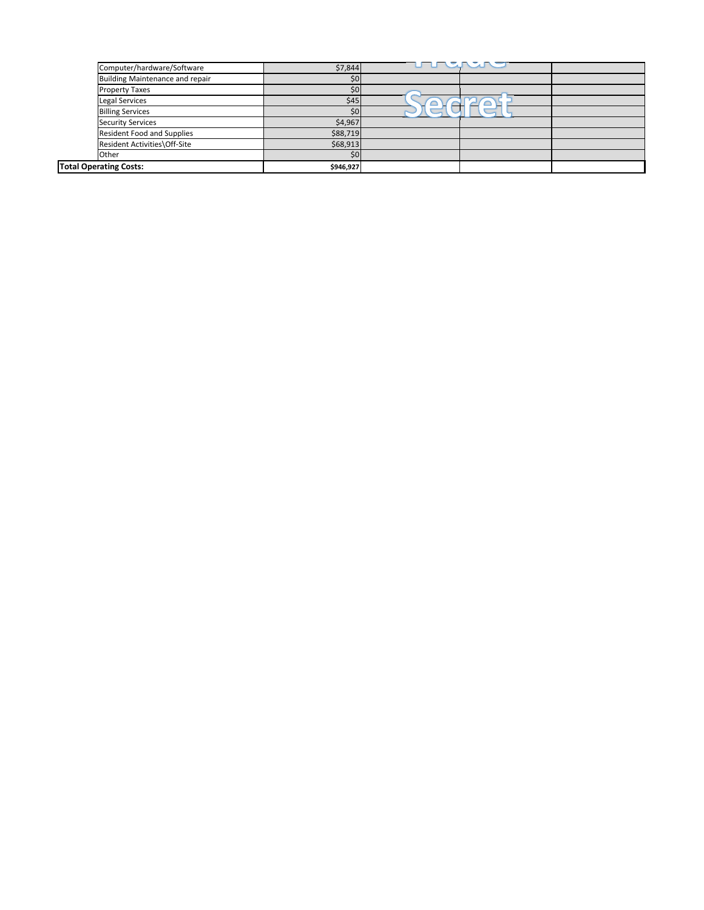| | | | | |
|---|---|---|---|---|
| Computer/hardware/Software | $7,844 | | | |
| Building Maintenance and repair | $0 | | | |
| Property Taxes | $0 | | | |
| Legal Services | $45 | | | |
| Billing Services | $0 | | | |
| Security Services | $4,967 | | | |
| Resident Food and Supplies | $88,719 | | | |
| Resident Activities\Off-Site | $68,913 | | | |
| Other | $0 | | | |
| **Total Operating Costs:** | **$946,927** | | | |

Trade Secret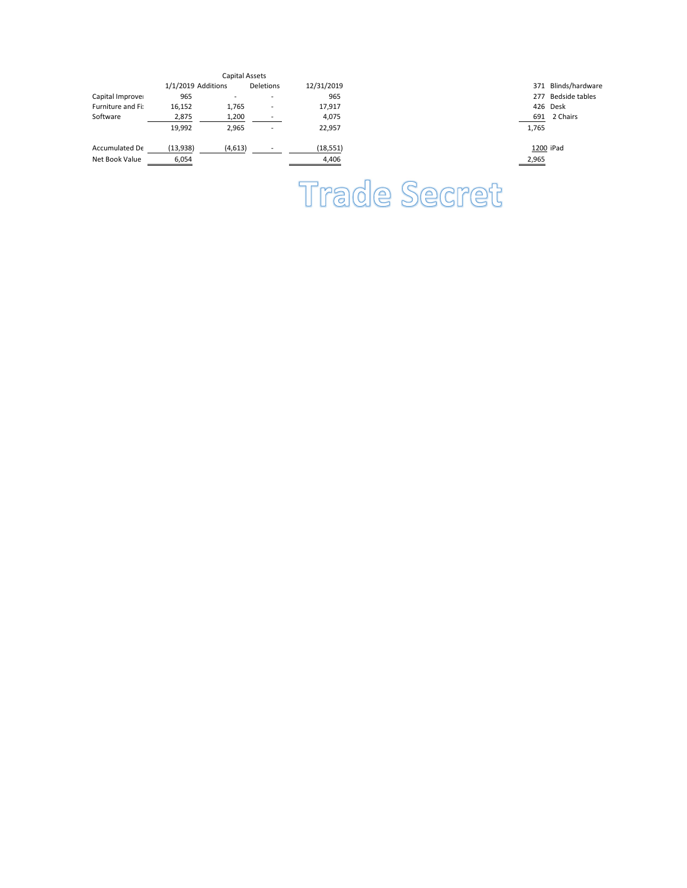Capital Assets

| | 1/1/2019 | Additions | Deletions | 12/31/2019 |
|---|---|---|---|---|
| Capital Improve | 965 | - | - | 965 |
| Furniture and Fi: | 16,152 | 1,765 | - | 17,917 |
| Software | 2,875 | 1,200 | - | 4,075 |
| | 19,992 | 2,965 | - | 22,957 |
| Accumulated De | (13,938) | (4,613) | - | (18,551) |
| Net Book Value | 6,054 | | | 4,406 |

| | |
|---|---|
| 371 | Blinds/hardware |
| 277 | Bedside tables |
| 426 | Desk |
| 691 | 2 Chairs |
| 1,765 | |
| 1200 | iPad |
| 2,965 | |

Trade Secret